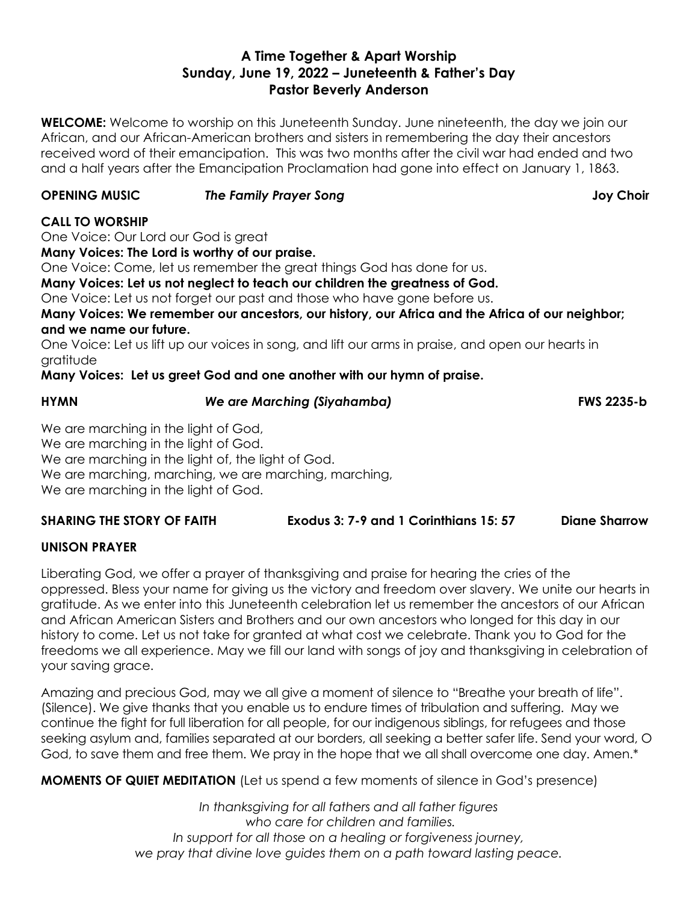# A Time Together & Apart Worship
## Sunday, June 19, 2022 – Juneteenth & Father's Day
## Pastor Beverly Anderson

**WELCOME:** Welcome to worship on this Juneteenth Sunday. June nineteenth, the day we join our African, and our African-American brothers and sisters in remembering the day their ancestors received word of their emancipation. This was two months after the civil war had ended and two and a half years after the Emancipation Proclamation had gone into effect on January 1, 1863.

**OPENING MUSIC** ***The Family Prayer Song*** **Joy Choir**

**CALL TO WORSHIP**

One Voice: Our Lord our God is great

**Many Voices: The Lord is worthy of our praise.**

One Voice: Come, let us remember the great things God has done for us.

**Many Voices: Let us not neglect to teach our children the greatness of God.**

One Voice: Let us not forget our past and those who have gone before us.

**Many Voices: We remember our ancestors, our history, our Africa and the Africa of our neighbor; and we name our future.**

One Voice: Let us lift up our voices in song, and lift our arms in praise, and open our hearts in gratitude

**Many Voices: Let us greet God and one another with our hymn of praise.**

**HYMN** ***We are Marching (Siyahamba)*** **FWS 2235-b**

We are marching in the light of God,
We are marching in the light of God.
We are marching in the light of, the light of God.
We are marching, marching, we are marching, marching,
We are marching in the light of God.

**SHARING THE STORY OF FAITH** **Exodus 3: 7-9 and 1 Corinthians 15: 57** **Diane Sharrow**

**UNISON PRAYER**

Liberating God, we offer a prayer of thanksgiving and praise for hearing the cries of the oppressed. Bless your name for giving us the victory and freedom over slavery. We unite our hearts in gratitude. As we enter into this Juneteenth celebration let us remember the ancestors of our African and African American Sisters and Brothers and our own ancestors who longed for this day in our history to come. Let us not take for granted at what cost we celebrate. Thank you to God for the freedoms we all experience. May we fill our land with songs of joy and thanksgiving in celebration of your saving grace.

Amazing and precious God, may we all give a moment of silence to "Breathe your breath of life". (Silence). We give thanks that you enable us to endure times of tribulation and suffering. May we continue the fight for full liberation for all people, for our indigenous siblings, for refugees and those seeking asylum and, families separated at our borders, all seeking a better safer life. Send your word, O God, to save them and free them. We pray in the hope that we all shall overcome one day. Amen.*

**MOMENTS OF QUIET MEDITATION** (Let us spend a few moments of silence in God's presence)

*In thanksgiving for all fathers and all father figures*
*who care for children and families.*
*In support for all those on a healing or forgiveness journey,*
*we pray that divine love guides them on a path toward lasting peace.*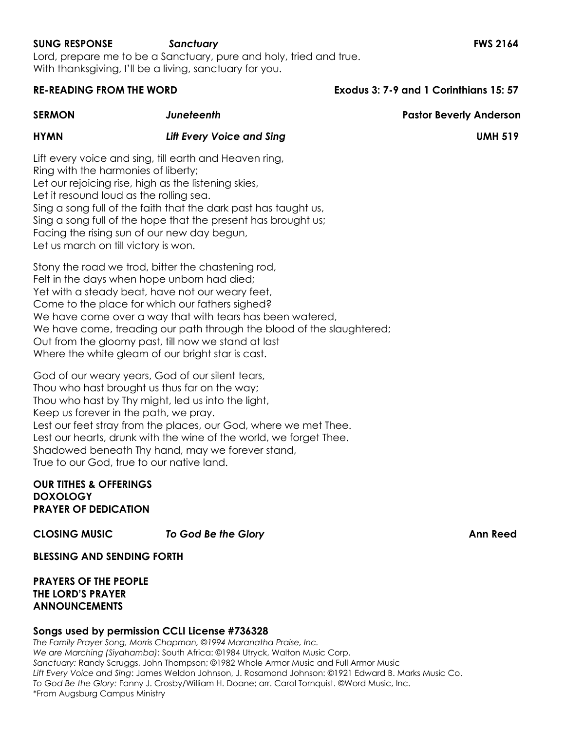**SUNG RESPONSE** *Sanctuary* **FWS 2164**

Lord, prepare me to be a Sanctuary, pure and holy, tried and true.
With thanksgiving, I'll be a living, sanctuary for you.

**RE-READING FROM THE WORD** **Exodus 3: 7-9 and 1 Corinthians 15: 57**

**SERMON** *Juneteenth* **Pastor Beverly Anderson**

**HYMN** *Lift Every Voice and Sing* **UMH 519**

Lift every voice and sing, till earth and Heaven ring,
Ring with the harmonies of liberty;
Let our rejoicing rise, high as the listening skies,
Let it resound loud as the rolling sea.
Sing a song full of the faith that the dark past has taught us,
Sing a song full of the hope that the present has brought us;
Facing the rising sun of our new day begun,
Let us march on till victory is won.

Stony the road we trod, bitter the chastening rod,
Felt in the days when hope unborn had died;
Yet with a steady beat, have not our weary feet,
Come to the place for which our fathers sighed?
We have come over a way that with tears has been watered,
We have come, treading our path through the blood of the slaughtered;
Out from the gloomy past, till now we stand at last
Where the white gleam of our bright star is cast.

God of our weary years, God of our silent tears,
Thou who hast brought us thus far on the way;
Thou who hast by Thy might, led us into the light,
Keep us forever in the path, we pray.
Lest our feet stray from the places, our God, where we met Thee.
Lest our hearts, drunk with the wine of the world, we forget Thee.
Shadowed beneath Thy hand, may we forever stand,
True to our God, true to our native land.

**OUR TITHES & OFFERINGS**
**DOXOLOGY**
**PRAYER OF DEDICATION**

**CLOSING MUSIC** *To God Be the Glory* **Ann Reed**

**BLESSING AND SENDING FORTH**

**PRAYERS OF THE PEOPLE**
**THE LORD'S PRAYER**
**ANNOUNCEMENTS**

**Songs used by permission CCLI License #736328**

*The Family Prayer Song, Morris Chapman, ©1994 Maranatha Praise, Inc.*
*We are Marching (Siyahamba)*: South Africa: ©1984 Utryck, Walton Music Corp.
*Sanctuary:* Randy Scruggs, John Thompson; ©1982 Whole Armor Music and Full Armor Music
*Lift Every Voice and Sing*: James Weldon Johnson, J. Rosamond Johnson: ©1921 Edward B. Marks Music Co.
*To God Be the Glory:* Fanny J. Crosby/William H. Doane; arr. Carol Tornquist. ©Word Music, Inc.
*From Augsburg Campus Ministry